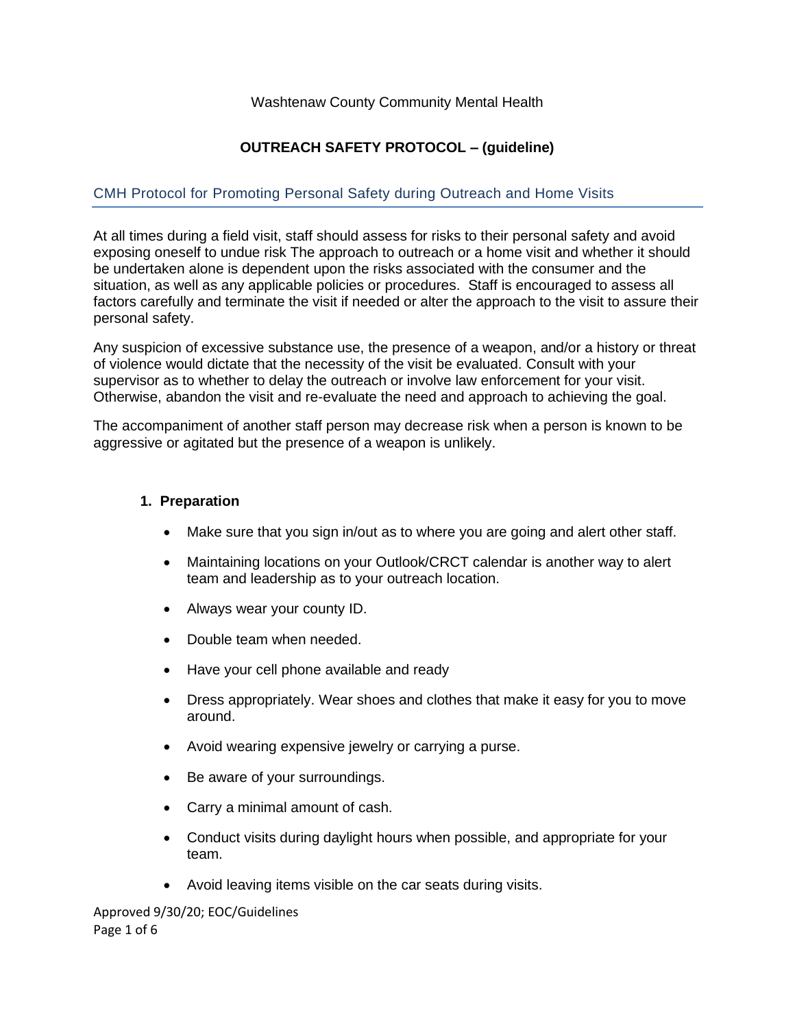Washtenaw County Community Mental Health

# OUTREACH SAFETY PROTOCOL – (guideline)

## CMH Protocol for Promoting Personal Safety during Outreach and Home Visits

At all times during a field visit, staff should assess for risks to their personal safety and avoid exposing oneself to undue risk The approach to outreach or a home visit and whether it should be undertaken alone is dependent upon the risks associated with the consumer and the situation, as well as any applicable policies or procedures. Staff is encouraged to assess all factors carefully and terminate the visit if needed or alter the approach to the visit to assure their personal safety.

Any suspicion of excessive substance use, the presence of a weapon, and/or a history or threat of violence would dictate that the necessity of the visit be evaluated. Consult with your supervisor as to whether to delay the outreach or involve law enforcement for your visit. Otherwise, abandon the visit and re-evaluate the need and approach to achieving the goal.

The accompaniment of another staff person may decrease risk when a person is known to be aggressive or agitated but the presence of a weapon is unlikely.

### 1. Preparation

- Make sure that you sign in/out as to where you are going and alert other staff.
- Maintaining locations on your Outlook/CRCT calendar is another way to alert team and leadership as to your outreach location.
- Always wear your county ID.
- Double team when needed.
- Have your cell phone available and ready
- Dress appropriately. Wear shoes and clothes that make it easy for you to move around.
- Avoid wearing expensive jewelry or carrying a purse.
- Be aware of your surroundings.
- Carry a minimal amount of cash.
- Conduct visits during daylight hours when possible, and appropriate for your team.
- Avoid leaving items visible on the car seats during visits.

Approved 9/30/20; EOC/Guidelines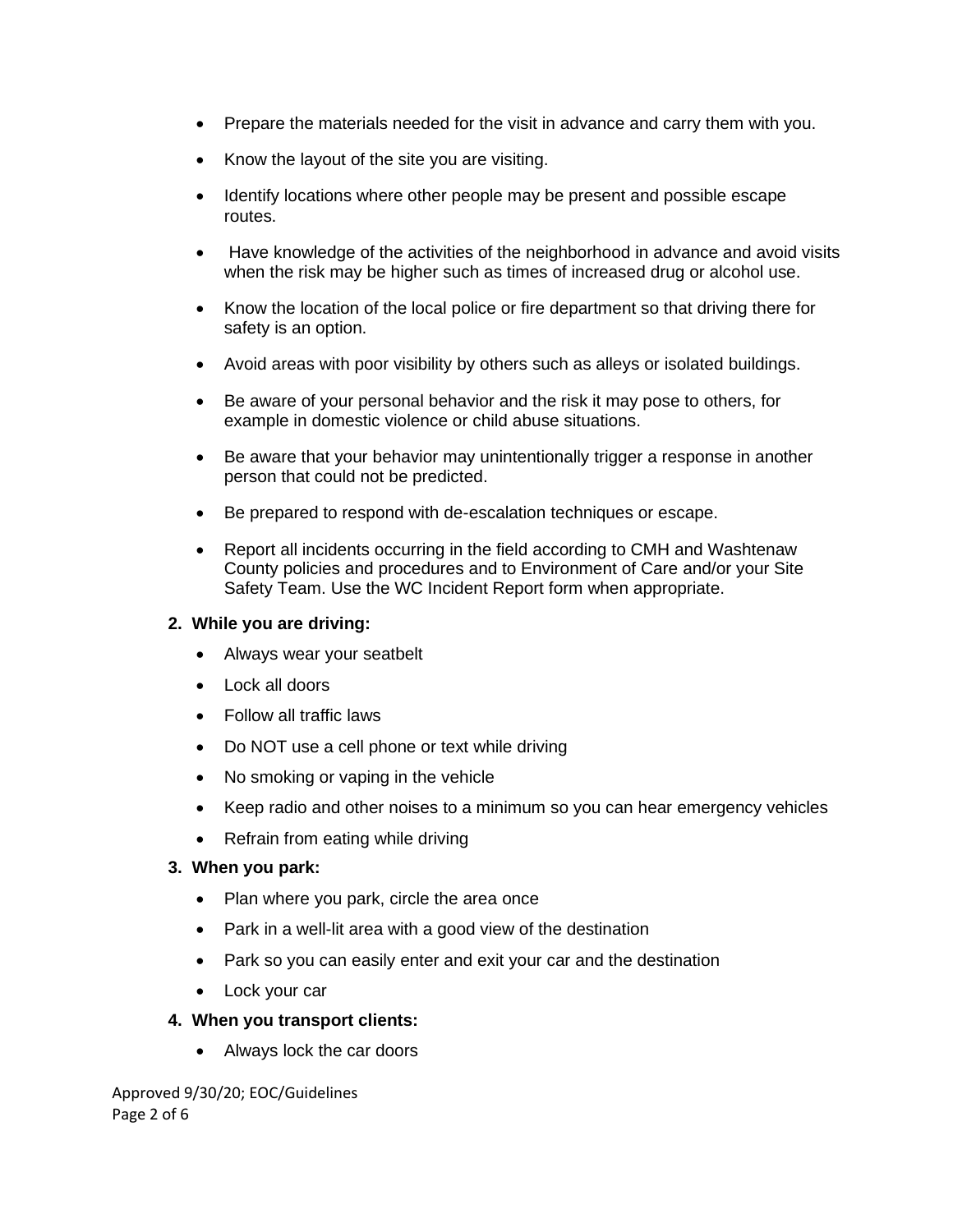- Prepare the materials needed for the visit in advance and carry them with you.
- Know the layout of the site you are visiting.
- Identify locations where other people may be present and possible escape routes.
- Have knowledge of the activities of the neighborhood in advance and avoid visits when the risk may be higher such as times of increased drug or alcohol use.
- Know the location of the local police or fire department so that driving there for safety is an option.
- Avoid areas with poor visibility by others such as alleys or isolated buildings.
- Be aware of your personal behavior and the risk it may pose to others, for example in domestic violence or child abuse situations.
- Be aware that your behavior may unintentionally trigger a response in another person that could not be predicted.
- Be prepared to respond with de-escalation techniques or escape.
- Report all incidents occurring in the field according to CMH and Washtenaw County policies and procedures and to Environment of Care and/or your Site Safety Team. Use the WC Incident Report form when appropriate.

**2. While you are driving:**

- Always wear your seatbelt
- Lock all doors
- Follow all traffic laws
- Do NOT use a cell phone or text while driving
- No smoking or vaping in the vehicle
- Keep radio and other noises to a minimum so you can hear emergency vehicles
- Refrain from eating while driving

**3. When you park:**

- Plan where you park, circle the area once
- Park in a well-lit area with a good view of the destination
- Park so you can easily enter and exit your car and the destination
- Lock your car

**4. When you transport clients:**

- Always lock the car doors

Approved 9/30/20; EOC/Guidelines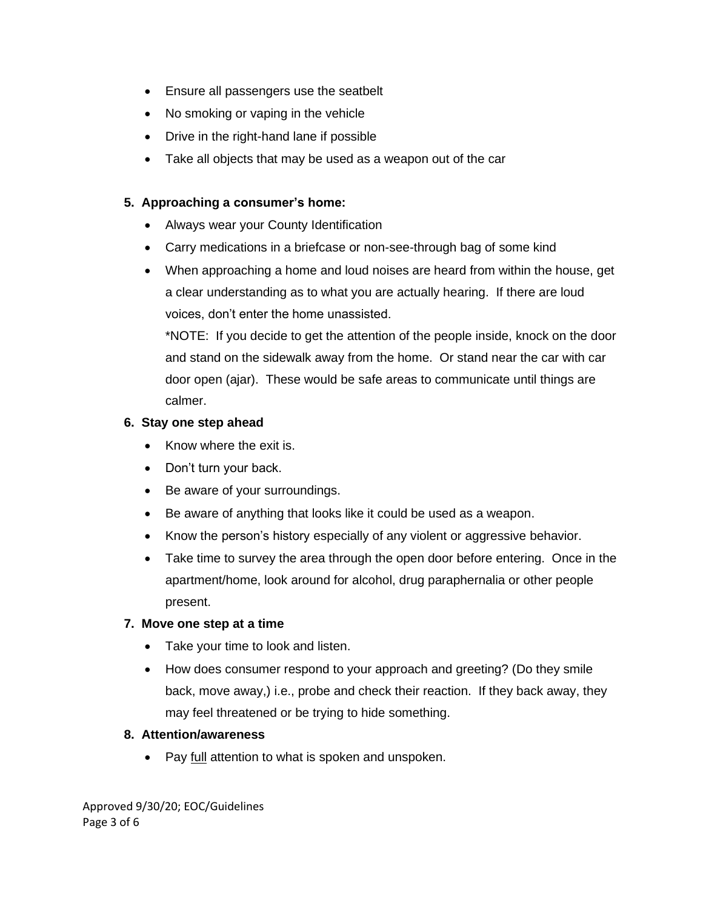- Ensure all passengers use the seatbelt
- No smoking or vaping in the vehicle
- Drive in the right-hand lane if possible
- Take all objects that may be used as a weapon out of the car

**5. Approaching a consumer's home:**

- Always wear your County Identification
- Carry medications in a briefcase or non-see-through bag of some kind
- When approaching a home and loud noises are heard from within the house, get a clear understanding as to what you are actually hearing. If there are loud voices, don't enter the home unassisted.

  *NOTE: If you decide to get the attention of the people inside, knock on the door and stand on the sidewalk away from the home. Or stand near the car with car door open (ajar). These would be safe areas to communicate until things are calmer.

**6. Stay one step ahead**

- Know where the exit is.
- Don't turn your back.
- Be aware of your surroundings.
- Be aware of anything that looks like it could be used as a weapon.
- Know the person's history especially of any violent or aggressive behavior.
- Take time to survey the area through the open door before entering. Once in the apartment/home, look around for alcohol, drug paraphernalia or other people present.

**7. Move one step at a time**

- Take your time to look and listen.
- How does consumer respond to your approach and greeting? (Do they smile back, move away,) i.e., probe and check their reaction. If they back away, they may feel threatened or be trying to hide something.

**8. Attention/awareness**

- Pay <u>full</u> attention to what is spoken and unspoken.

Approved 9/30/20; EOC/Guidelines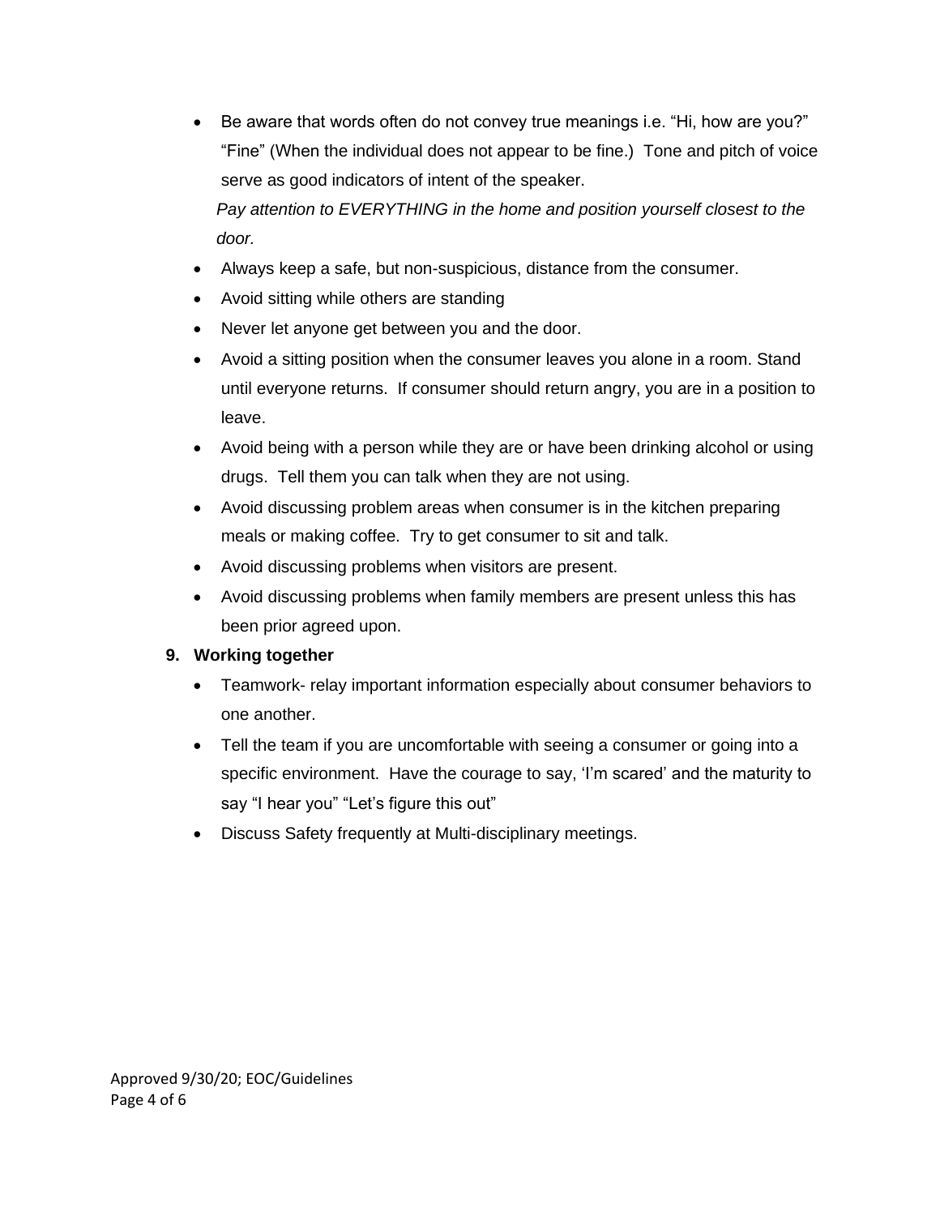- Be aware that words often do not convey true meanings i.e. "Hi, how are you?" "Fine" (When the individual does not appear to be fine.) Tone and pitch of voice serve as good indicators of intent of the speaker.

  *Pay attention to EVERYTHING in the home and position yourself closest to the door.*
- Always keep a safe, but non-suspicious, distance from the consumer.
- Avoid sitting while others are standing
- Never let anyone get between you and the door.
- Avoid a sitting position when the consumer leaves you alone in a room. Stand until everyone returns. If consumer should return angry, you are in a position to leave.
- Avoid being with a person while they are or have been drinking alcohol or using drugs. Tell them you can talk when they are not using.
- Avoid discussing problem areas when consumer is in the kitchen preparing meals or making coffee. Try to get consumer to sit and talk.
- Avoid discussing problems when visitors are present.
- Avoid discussing problems when family members are present unless this has been prior agreed upon.

**9. Working together**

- Teamwork- relay important information especially about consumer behaviors to one another.
- Tell the team if you are uncomfortable with seeing a consumer or going into a specific environment. Have the courage to say, 'I'm scared' and the maturity to say "I hear you" "Let's figure this out"
- Discuss Safety frequently at Multi-disciplinary meetings.

Approved 9/30/20; EOC/Guidelines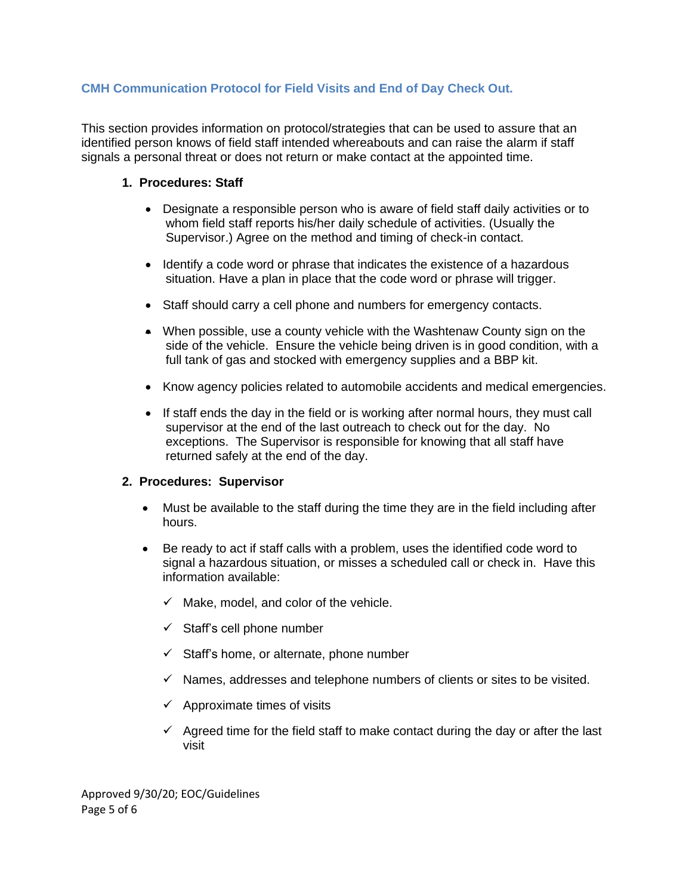## CMH Communication Protocol for Field Visits and End of Day Check Out.

This section provides information on protocol/strategies that can be used to assure that an identified person knows of field staff intended whereabouts and can raise the alarm if staff signals a personal threat or does not return or make contact at the appointed time.

### 1. Procedures: Staff

- Designate a responsible person who is aware of field staff daily activities or to whom field staff reports his/her daily schedule of activities. (Usually the Supervisor.) Agree on the method and timing of check-in contact.
- Identify a code word or phrase that indicates the existence of a hazardous situation. Have a plan in place that the code word or phrase will trigger.
- Staff should carry a cell phone and numbers for emergency contacts.
- When possible, use a county vehicle with the Washtenaw County sign on the side of the vehicle. Ensure the vehicle being driven is in good condition, with a full tank of gas and stocked with emergency supplies and a BBP kit.
- Know agency policies related to automobile accidents and medical emergencies.
- If staff ends the day in the field or is working after normal hours, they must call supervisor at the end of the last outreach to check out for the day. No exceptions. The Supervisor is responsible for knowing that all staff have returned safely at the end of the day.

### 2. Procedures: Supervisor

- Must be available to the staff during the time they are in the field including after hours.
- Be ready to act if staff calls with a problem, uses the identified code word to signal a hazardous situation, or misses a scheduled call or check in. Have this information available:
  - ✓ Make, model, and color of the vehicle.
  - ✓ Staff's cell phone number
  - ✓ Staff's home, or alternate, phone number
  - ✓ Names, addresses and telephone numbers of clients or sites to be visited.
  - ✓ Approximate times of visits
  - ✓ Agreed time for the field staff to make contact during the day or after the last visit

Approved 9/30/20; EOC/Guidelines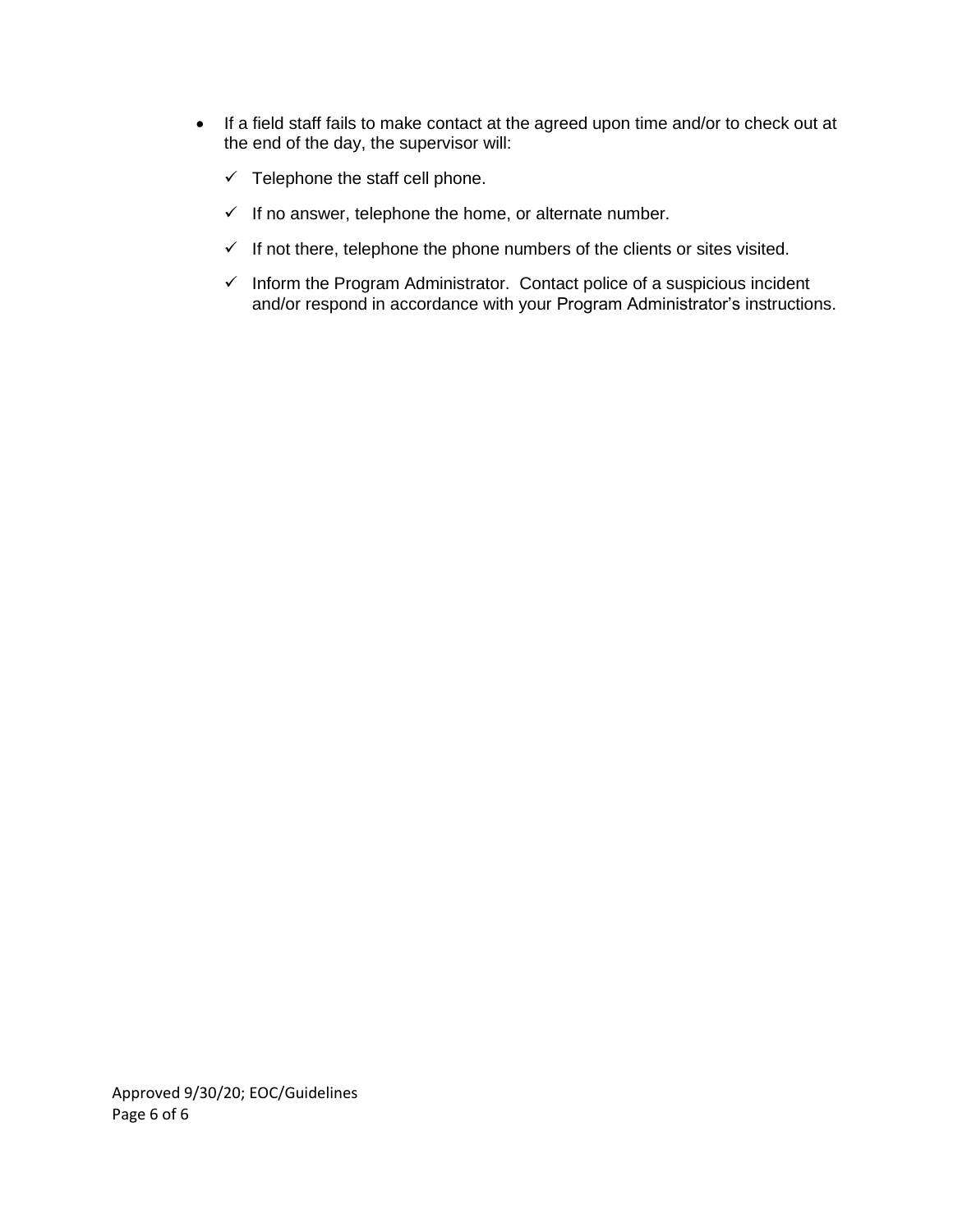- If a field staff fails to make contact at the agreed upon time and/or to check out at the end of the day, the supervisor will:
  - ✓ Telephone the staff cell phone.
  - ✓ If no answer, telephone the home, or alternate number.
  - ✓ If not there, telephone the phone numbers of the clients or sites visited.
  - ✓ Inform the Program Administrator. Contact police of a suspicious incident and/or respond in accordance with your Program Administrator's instructions.